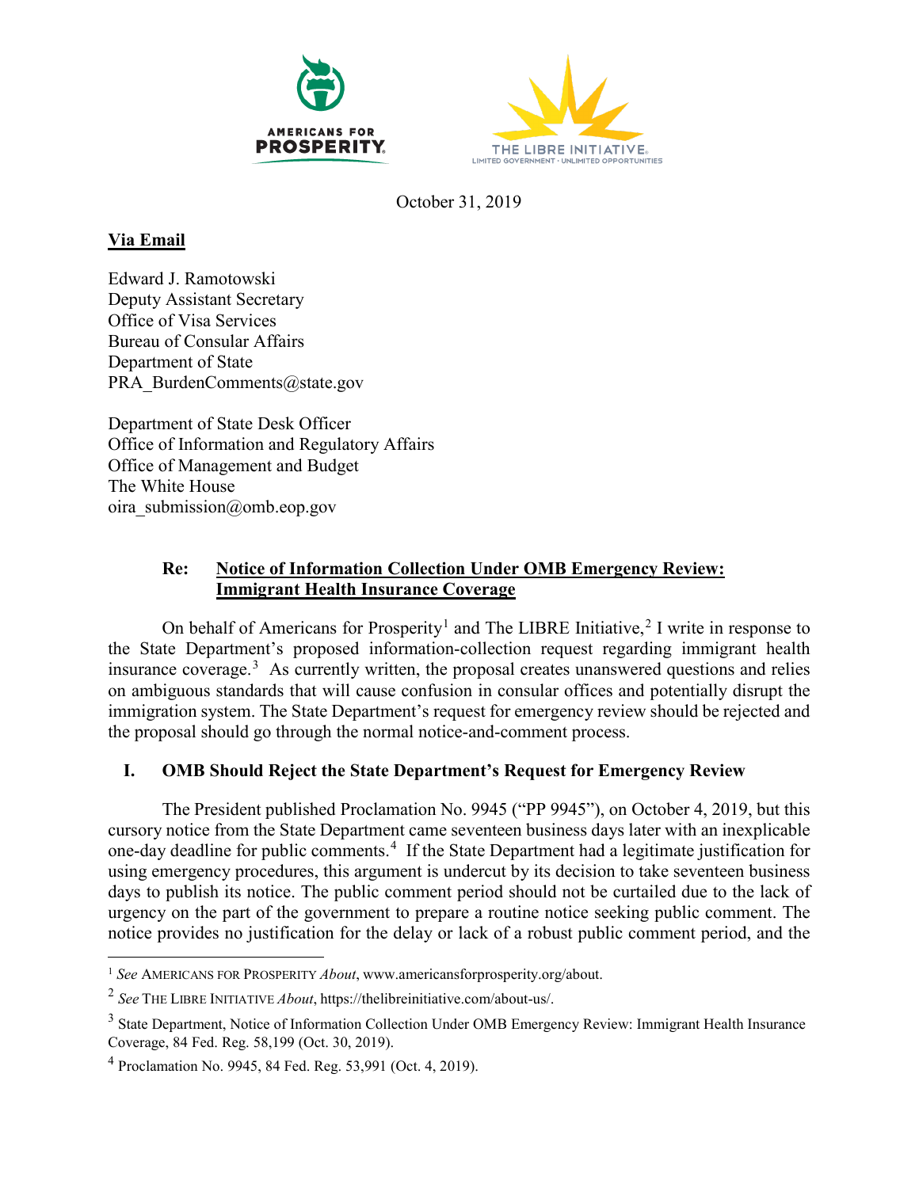October 31, 2019

**Via Email**

Edward J. Ramotowski
Deputy Assistant Secretary
Office of Visa Services
Bureau of Consular Affairs
Department of State
PRA_BurdenComments@state.gov

Department of State Desk Officer
Office of Information and Regulatory Affairs
Office of Management and Budget
The White House
oira_submission@omb.eop.gov

**Re: Notice of Information Collection Under OMB Emergency Review: Immigrant Health Insurance Coverage**

On behalf of Americans for Prosperity[1] and The LIBRE Initiative,[2] I write in response to the State Department's proposed information-collection request regarding immigrant health insurance coverage.[3] As currently written, the proposal creates unanswered questions and relies on ambiguous standards that will cause confusion in consular offices and potentially disrupt the immigration system. The State Department's request for emergency review should be rejected and the proposal should go through the normal notice-and-comment process.

## I. OMB Should Reject the State Department's Request for Emergency Review

The President published Proclamation No. 9945 ("PP 9945"), on October 4, 2019, but this cursory notice from the State Department came seventeen business days later with an inexplicable one-day deadline for public comments.[4] If the State Department had a legitimate justification for using emergency procedures, this argument is undercut by its decision to take seventeen business days to publish its notice. The public comment period should not be curtailed due to the lack of urgency on the part of the government to prepare a routine notice seeking public comment. The notice provides no justification for the delay or lack of a robust public comment period, and the

---

[1] *See* AMERICANS FOR PROSPERITY *About*, www.americansforprosperity.org/about.

[2] *See* THE LIBRE INITIATIVE *About*, https://thelibreinitiative.com/about-us/.

[3] State Department, Notice of Information Collection Under OMB Emergency Review: Immigrant Health Insurance Coverage, 84 Fed. Reg. 58,199 (Oct. 30, 2019).

[4] Proclamation No. 9945, 84 Fed. Reg. 53,991 (Oct. 4, 2019).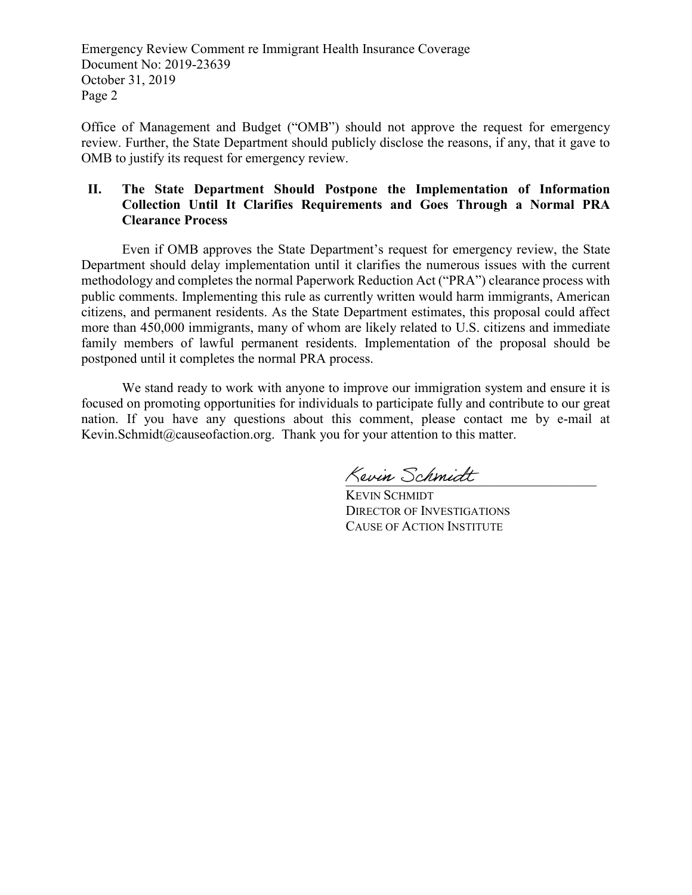Office of Management and Budget ("OMB") should not approve the request for emergency review. Further, the State Department should publicly disclose the reasons, if any, that it gave to OMB to justify its request for emergency review.

## II. The State Department Should Postpone the Implementation of Information Collection Until It Clarifies Requirements and Goes Through a Normal PRA Clearance Process

Even if OMB approves the State Department's request for emergency review, the State Department should delay implementation until it clarifies the numerous issues with the current methodology and completes the normal Paperwork Reduction Act ("PRA") clearance process with public comments. Implementing this rule as currently written would harm immigrants, American citizens, and permanent residents. As the State Department estimates, this proposal could affect more than 450,000 immigrants, many of whom are likely related to U.S. citizens and immediate family members of lawful permanent residents. Implementation of the proposal should be postponed until it completes the normal PRA process.

We stand ready to work with anyone to improve our immigration system and ensure it is focused on promoting opportunities for individuals to participate fully and contribute to our great nation. If you have any questions about this comment, please contact me by e-mail at Kevin.Schmidt@causeofaction.org. Thank you for your attention to this matter.

Kevin Schmidt

KEVIN SCHMIDT
DIRECTOR OF INVESTIGATIONS
CAUSE OF ACTION INSTITUTE